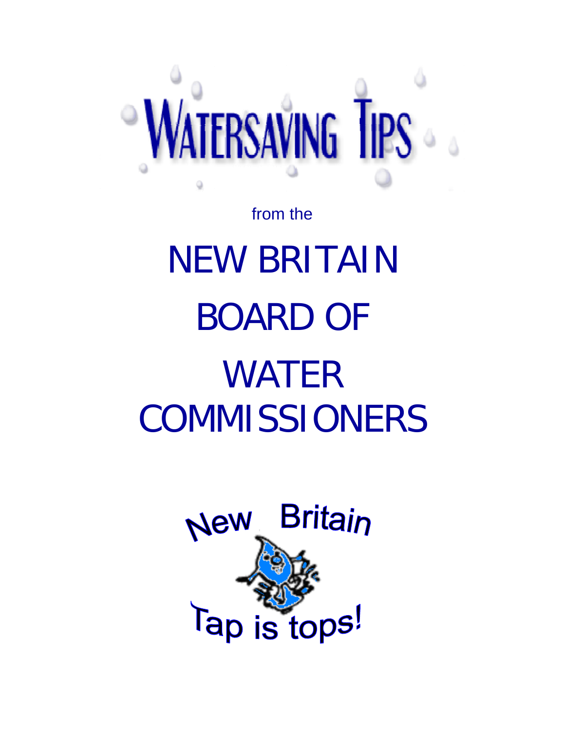# WATERSAVING TIPS

from the

# NEW BRITAIN BOARD OF WATER COMMISSIONERS

New Britain

Tap is tops!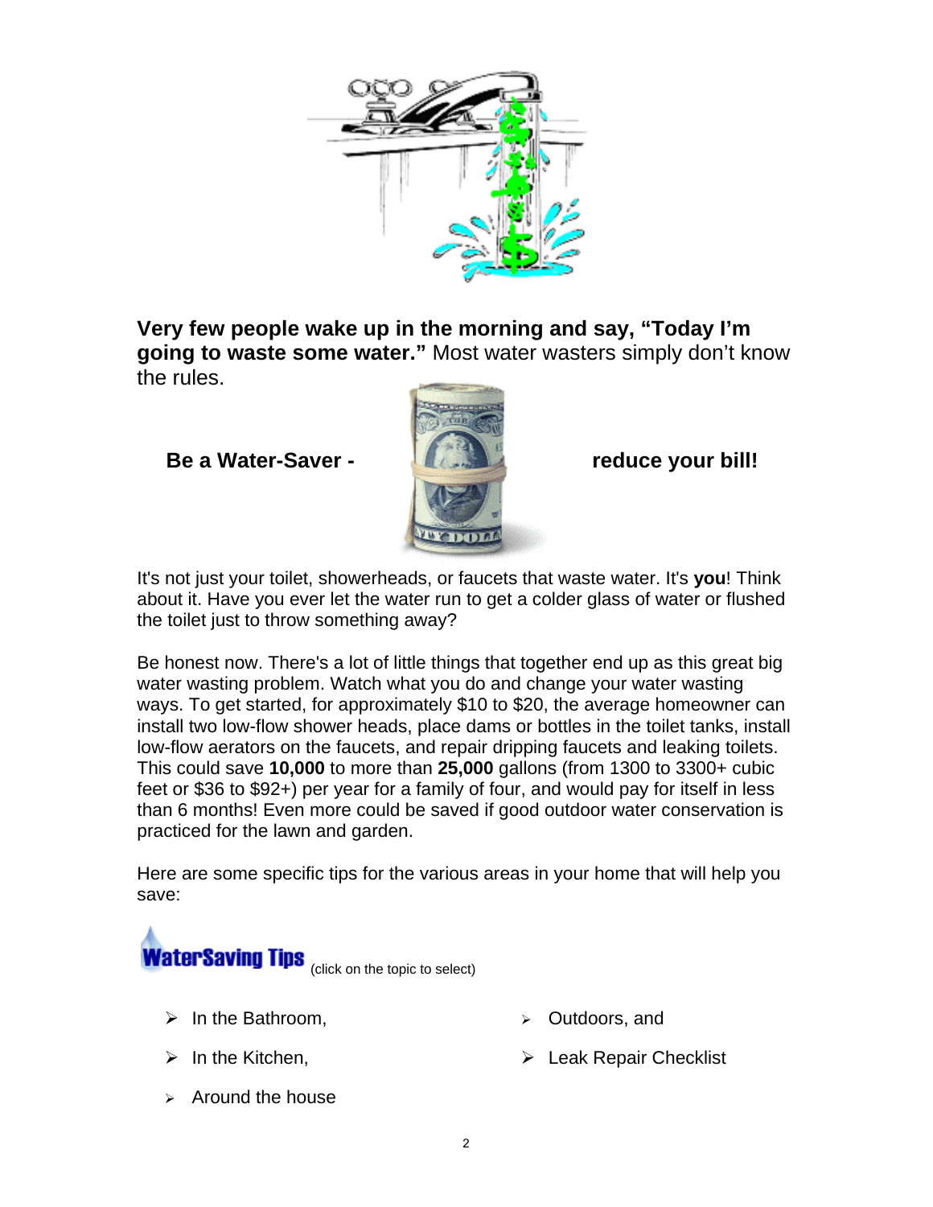**Very few people wake up in the morning and say, "Today I'm going to waste some water."** Most water wasters simply don't know the rules.

**Be a Water-Saver - reduce your bill!**

It's not just your toilet, showerheads, or faucets that waste water. It's **you**! Think about it. Have you ever let the water run to get a colder glass of water or flushed the toilet just to throw something away?

Be honest now. There's a lot of little things that together end up as this great big water wasting problem. Watch what you do and change your water wasting ways. To get started, for approximately $10 to $20, the average homeowner can install two low-flow shower heads, place dams or bottles in the toilet tanks, install low-flow aerators on the faucets, and repair dripping faucets and leaking toilets. This could save **10,000** to more than **25,000** gallons (from 1300 to 3300+ cubic feet or $36 to $92+) per year for a family of four, and would pay for itself in less than 6 months! Even more could be saved if good outdoor water conservation is practiced for the lawn and garden.

Here are some specific tips for the various areas in your home that will help you save:

**WaterSaving Tips** (click on the topic to select)

- In the Bathroom,
- In the Kitchen,
- Around the house
- Outdoors, and
- Leak Repair Checklist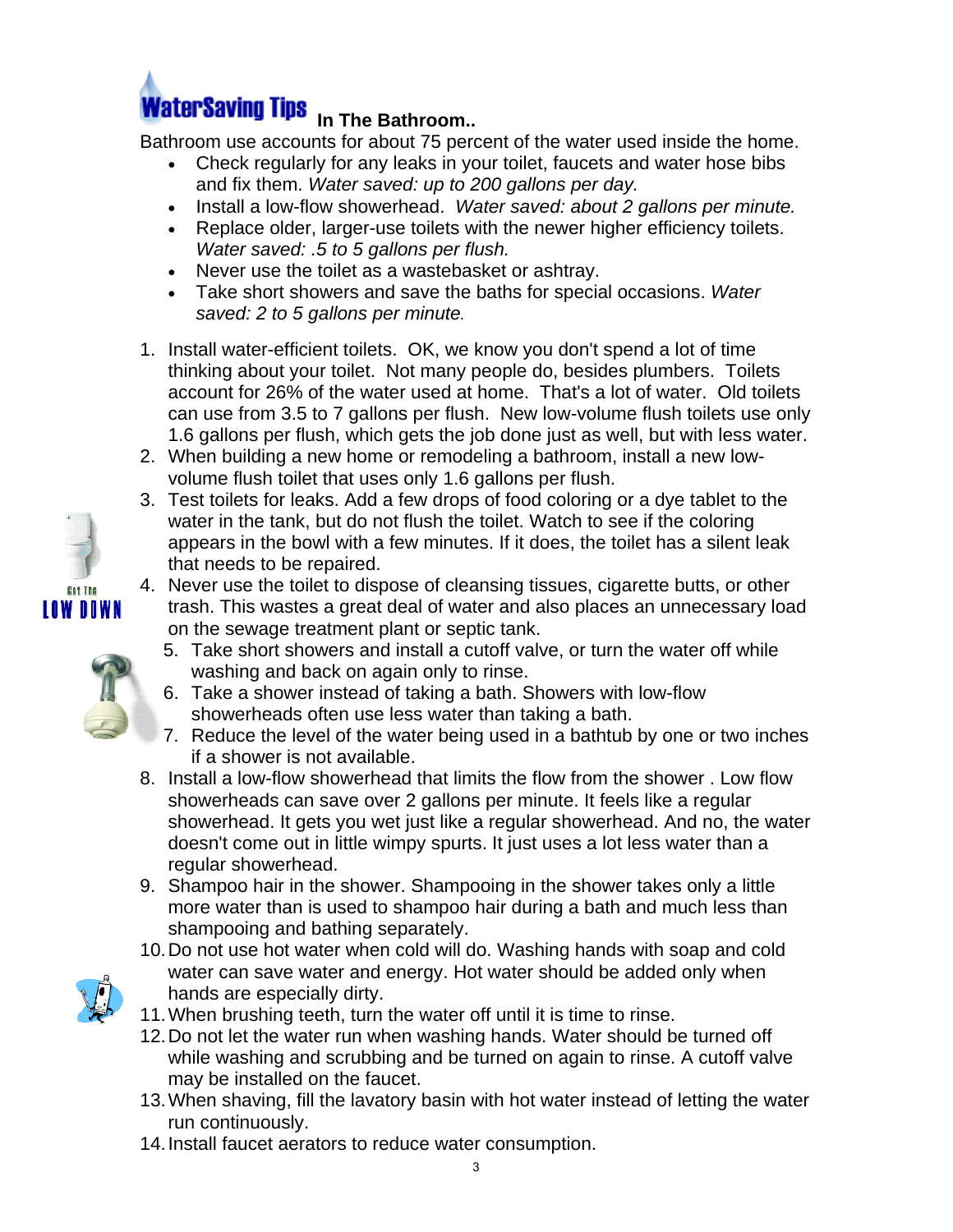# WaterSaving Tips In The Bathroom..

Bathroom use accounts for about 75 percent of the water used inside the home.

- Check regularly for any leaks in your toilet, faucets and water hose bibs and fix them. *Water saved: up to 200 gallons per day.*
- Install a low-flow showerhead. *Water saved: about 2 gallons per minute.*
- Replace older, larger-use toilets with the newer higher efficiency toilets. *Water saved: .5 to 5 gallons per flush.*
- Never use the toilet as a wastebasket or ashtray.
- Take short showers and save the baths for special occasions. *Water saved: 2 to 5 gallons per minute.*

1. Install water-efficient toilets. OK, we know you don't spend a lot of time thinking about your toilet. Not many people do, besides plumbers. Toilets account for 26% of the water used at home. That's a lot of water. Old toilets can use from 3.5 to 7 gallons per flush. New low-volume flush toilets use only 1.6 gallons per flush, which gets the job done just as well, but with less water.
2. When building a new home or remodeling a bathroom, install a new low-volume flush toilet that uses only 1.6 gallons per flush.
3. Test toilets for leaks. Add a few drops of food coloring or a dye tablet to the water in the tank, but do not flush the toilet. Watch to see if the coloring appears in the bowl with a few minutes. If it does, the toilet has a silent leak that needs to be repaired.
4. Never use the toilet to dispose of cleansing tissues, cigarette butts, or other trash. This wastes a great deal of water and also places an unnecessary load on the sewage treatment plant or septic tank.
5. Take short showers and install a cutoff valve, or turn the water off while washing and back on again only to rinse.
6. Take a shower instead of taking a bath. Showers with low-flow showerheads often use less water than taking a bath.
7. Reduce the level of the water being used in a bathtub by one or two inches if a shower is not available.
8. Install a low-flow showerhead that limits the flow from the shower . Low flow showerheads can save over 2 gallons per minute. It feels like a regular showerhead. It gets you wet just like a regular showerhead. And no, the water doesn't come out in little wimpy spurts. It just uses a lot less water than a regular showerhead.
9. Shampoo hair in the shower. Shampooing in the shower takes only a little more water than is used to shampoo hair during a bath and much less than shampooing and bathing separately.
10. Do not use hot water when cold will do. Washing hands with soap and cold water can save water and energy. Hot water should be added only when hands are especially dirty.
11. When brushing teeth, turn the water off until it is time to rinse.
12. Do not let the water run when washing hands. Water should be turned off while washing and scrubbing and be turned on again to rinse. A cutoff valve may be installed on the faucet.
13. When shaving, fill the lavatory basin with hot water instead of letting the water run continuously.
14. Install faucet aerators to reduce water consumption.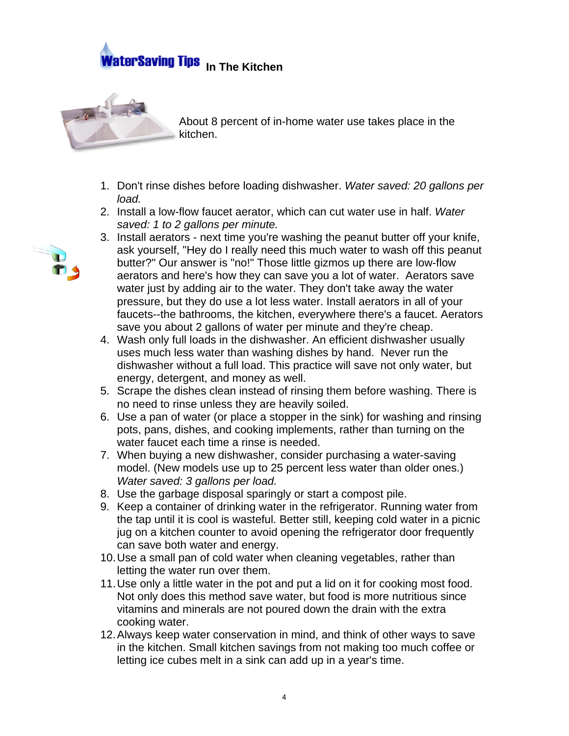# WaterSaving Tips In The Kitchen

About 8 percent of in-home water use takes place in the kitchen.

1. Don't rinse dishes before loading dishwasher. *Water saved: 20 gallons per load.*
2. Install a low-flow faucet aerator, which can cut water use in half. *Water saved: 1 to 2 gallons per minute.*
3. Install aerators - next time you're washing the peanut butter off your knife, ask yourself, "Hey do I really need this much water to wash off this peanut butter?" Our answer is "no!" Those little gizmos up there are low-flow aerators and here's how they can save you a lot of water. Aerators save water just by adding air to the water. They don't take away the water pressure, but they do use a lot less water. Install aerators in all of your faucets--the bathrooms, the kitchen, everywhere there's a faucet. Aerators save you about 2 gallons of water per minute and they're cheap.
4. Wash only full loads in the dishwasher. An efficient dishwasher usually uses much less water than washing dishes by hand. Never run the dishwasher without a full load. This practice will save not only water, but energy, detergent, and money as well.
5. Scrape the dishes clean instead of rinsing them before washing. There is no need to rinse unless they are heavily soiled.
6. Use a pan of water (or place a stopper in the sink) for washing and rinsing pots, pans, dishes, and cooking implements, rather than turning on the water faucet each time a rinse is needed.
7. When buying a new dishwasher, consider purchasing a water-saving model. (New models use up to 25 percent less water than older ones.) *Water saved: 3 gallons per load.*
8. Use the garbage disposal sparingly or start a compost pile.
9. Keep a container of drinking water in the refrigerator. Running water from the tap until it is cool is wasteful. Better still, keeping cold water in a picnic jug on a kitchen counter to avoid opening the refrigerator door frequently can save both water and energy.
10. Use a small pan of cold water when cleaning vegetables, rather than letting the water run over them.
11. Use only a little water in the pot and put a lid on it for cooking most food. Not only does this method save water, but food is more nutritious since vitamins and minerals are not poured down the drain with the extra cooking water.
12. Always keep water conservation in mind, and think of other ways to save in the kitchen. Small kitchen savings from not making too much coffee or letting ice cubes melt in a sink can add up in a year's time.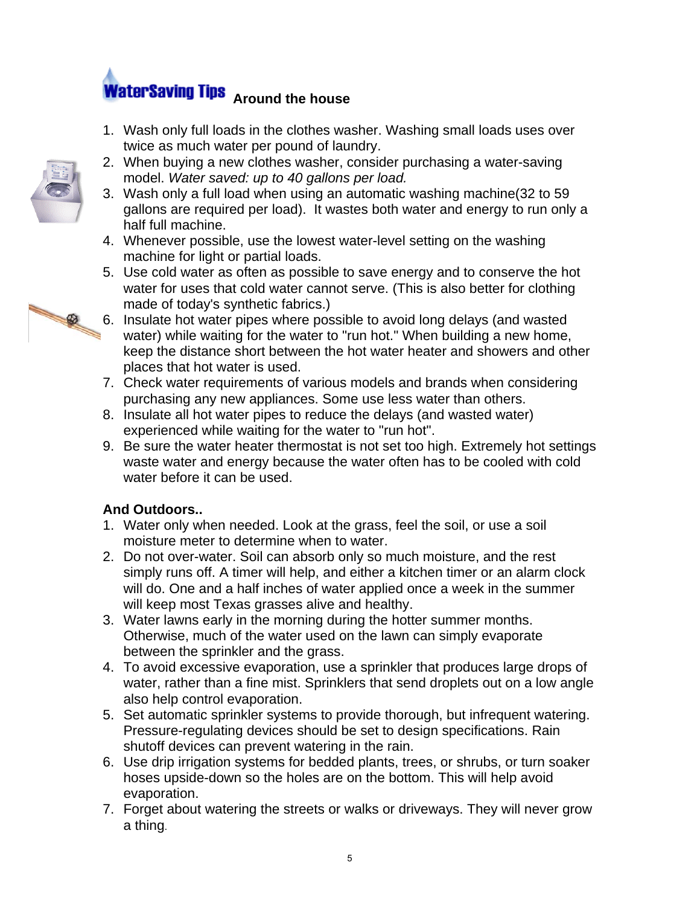# WaterSaving Tips Around the house

1. Wash only full loads in the clothes washer. Washing small loads uses over twice as much water per pound of laundry.
2. When buying a new clothes washer, consider purchasing a water-saving model. *Water saved: up to 40 gallons per load.*
3. Wash only a full load when using an automatic washing machine(32 to 59 gallons are required per load). It wastes both water and energy to run only a half full machine.
4. Whenever possible, use the lowest water-level setting on the washing machine for light or partial loads.
5. Use cold water as often as possible to save energy and to conserve the hot water for uses that cold water cannot serve. (This is also better for clothing made of today's synthetic fabrics.)
6. Insulate hot water pipes where possible to avoid long delays (and wasted water) while waiting for the water to "run hot." When building a new home, keep the distance short between the hot water heater and showers and other places that hot water is used.
7. Check water requirements of various models and brands when considering purchasing any new appliances. Some use less water than others.
8. Insulate all hot water pipes to reduce the delays (and wasted water) experienced while waiting for the water to "run hot".
9. Be sure the water heater thermostat is not set too high. Extremely hot settings waste water and energy because the water often has to be cooled with cold water before it can be used.

**And Outdoors..**

1. Water only when needed. Look at the grass, feel the soil, or use a soil moisture meter to determine when to water.
2. Do not over-water. Soil can absorb only so much moisture, and the rest simply runs off. A timer will help, and either a kitchen timer or an alarm clock will do. One and a half inches of water applied once a week in the summer will keep most Texas grasses alive and healthy.
3. Water lawns early in the morning during the hotter summer months. Otherwise, much of the water used on the lawn can simply evaporate between the sprinkler and the grass.
4. To avoid excessive evaporation, use a sprinkler that produces large drops of water, rather than a fine mist. Sprinklers that send droplets out on a low angle also help control evaporation.
5. Set automatic sprinkler systems to provide thorough, but infrequent watering. Pressure-regulating devices should be set to design specifications. Rain shutoff devices can prevent watering in the rain.
6. Use drip irrigation systems for bedded plants, trees, or shrubs, or turn soaker hoses upside-down so the holes are on the bottom. This will help avoid evaporation.
7. Forget about watering the streets or walks or driveways. They will never grow a thing.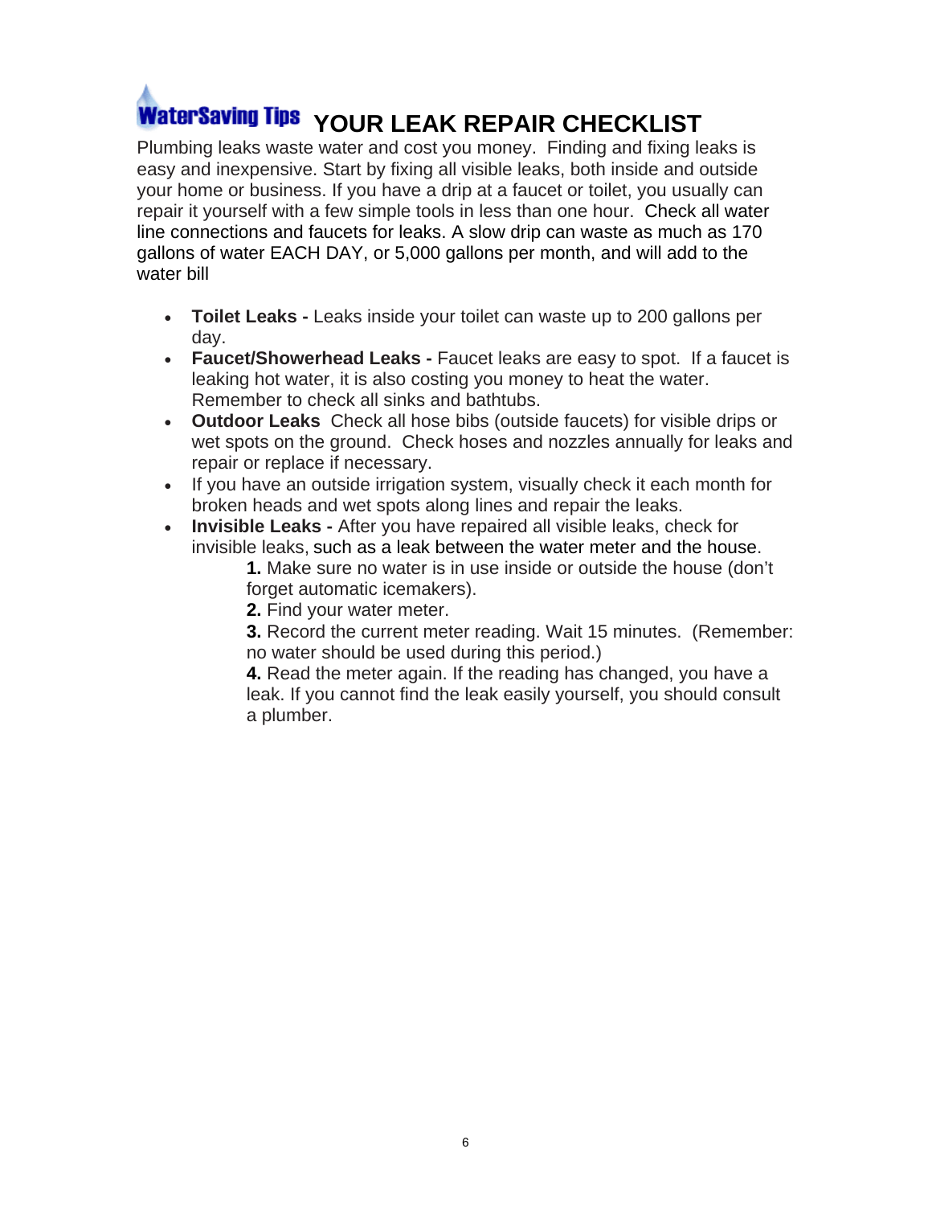# WaterSaving Tips YOUR LEAK REPAIR CHECKLIST

Plumbing leaks waste water and cost you money. Finding and fixing leaks is easy and inexpensive. Start by fixing all visible leaks, both inside and outside your home or business. If you have a drip at a faucet or toilet, you usually can repair it yourself with a few simple tools in less than one hour. Check all water line connections and faucets for leaks. A slow drip can waste as much as 170 gallons of water EACH DAY, or 5,000 gallons per month, and will add to the water bill

- **Toilet Leaks -** Leaks inside your toilet can waste up to 200 gallons per day.
- **Faucet/Showerhead Leaks -** Faucet leaks are easy to spot. If a faucet is leaking hot water, it is also costing you money to heat the water. Remember to check all sinks and bathtubs.
- **Outdoor Leaks** Check all hose bibs (outside faucets) for visible drips or wet spots on the ground. Check hoses and nozzles annually for leaks and repair or replace if necessary.
- If you have an outside irrigation system, visually check it each month for broken heads and wet spots along lines and repair the leaks.
- **Invisible Leaks -** After you have repaired all visible leaks, check for invisible leaks, such as a leak between the water meter and the house.

  **1.** Make sure no water is in use inside or outside the house (don't forget automatic icemakers).

  **2.** Find your water meter.

  **3.** Record the current meter reading. Wait 15 minutes. (Remember: no water should be used during this period.)

  **4.** Read the meter again. If the reading has changed, you have a leak. If you cannot find the leak easily yourself, you should consult a plumber.